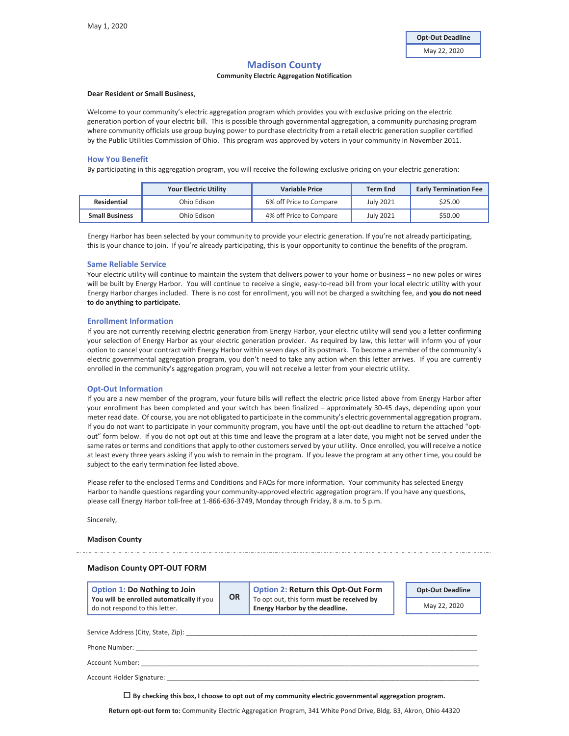May 1, 2020

| Opt-Out Deadline |
| --- |
| May 22, 2020 |

# Madison County

**Community Electric Aggregation Notification**

**Dear Resident or Small Business**,

Welcome to your community's electric aggregation program which provides you with exclusive pricing on the electric generation portion of your electric bill. This is possible through governmental aggregation, a community purchasing program where community officials use group buying power to purchase electricity from a retail electric generation supplier certified by the Public Utilities Commission of Ohio. This program was approved by voters in your community in November 2011.

## How You Benefit

By participating in this aggregation program, you will receive the following exclusive pricing on your electric generation:

| | Your Electric Utility | Variable Price | Term End | Early Termination Fee |
| --- | --- | --- | --- | --- |
| **Residential** | Ohio Edison | 6% off Price to Compare | July 2021 | $25.00 |
| **Small Business** | Ohio Edison | 4% off Price to Compare | July 2021 | $50.00 |

Energy Harbor has been selected by your community to provide your electric generation. If you're not already participating, this is your chance to join. If you're already participating, this is your opportunity to continue the benefits of the program.

## Same Reliable Service

Your electric utility will continue to maintain the system that delivers power to your home or business – no new poles or wires will be built by Energy Harbor. You will continue to receive a single, easy-to-read bill from your local electric utility with your Energy Harbor charges included. There is no cost for enrollment, you will not be charged a switching fee, and **you do not need to do anything to participate.**

## Enrollment Information

If you are not currently receiving electric generation from Energy Harbor, your electric utility will send you a letter confirming your selection of Energy Harbor as your electric generation provider. As required by law, this letter will inform you of your option to cancel your contract with Energy Harbor within seven days of its postmark. To become a member of the community's electric governmental aggregation program, you don't need to take any action when this letter arrives. If you are currently enrolled in the community's aggregation program, you will not receive a letter from your electric utility.

## Opt-Out Information

If you are a new member of the program, your future bills will reflect the electric price listed above from Energy Harbor after your enrollment has been completed and your switch has been finalized – approximately 30-45 days, depending upon your meter read date. Of course, you are not obligated to participate in the community's electric governmental aggregation program. If you do not want to participate in your community program, you have until the opt-out deadline to return the attached "opt-out" form below. If you do not opt out at this time and leave the program at a later date, you might not be served under the same rates or terms and conditions that apply to other customers served by your utility. Once enrolled, you will receive a notice at least every three years asking if you wish to remain in the program. If you leave the program at any other time, you could be subject to the early termination fee listed above.

Please refer to the enclosed Terms and Conditions and FAQs for more information. Your community has selected Energy Harbor to handle questions regarding your community-approved electric aggregation program. If you have any questions, please call Energy Harbor toll-free at 1-866-636-3749, Monday through Friday, 8 a.m. to 5 p.m.

Sincerely,

**Madison County**

---

## Madison County OPT-OUT FORM

| Option 1: Do Nothing to Join | | Option 2: Return this Opt-Out Form | | Opt-Out Deadline |
| --- | --- | --- | --- | --- |
| **You will be enrolled automatically** if you do not respond to this letter. | **OR** | To opt out, this form **must be received by Energy Harbor by the deadline.** | | May 22, 2020 |

Service Address (City, State, Zip): ____________________________________________

Phone Number: ____________________________________________

Account Number: ____________________________________________

Account Holder Signature: ____________________________________________

☐ **By checking this box, I choose to opt out of my community electric governmental aggregation program.**

**Return opt-out form to:** Community Electric Aggregation Program, 341 White Pond Drive, Bldg. B3, Akron, Ohio 44320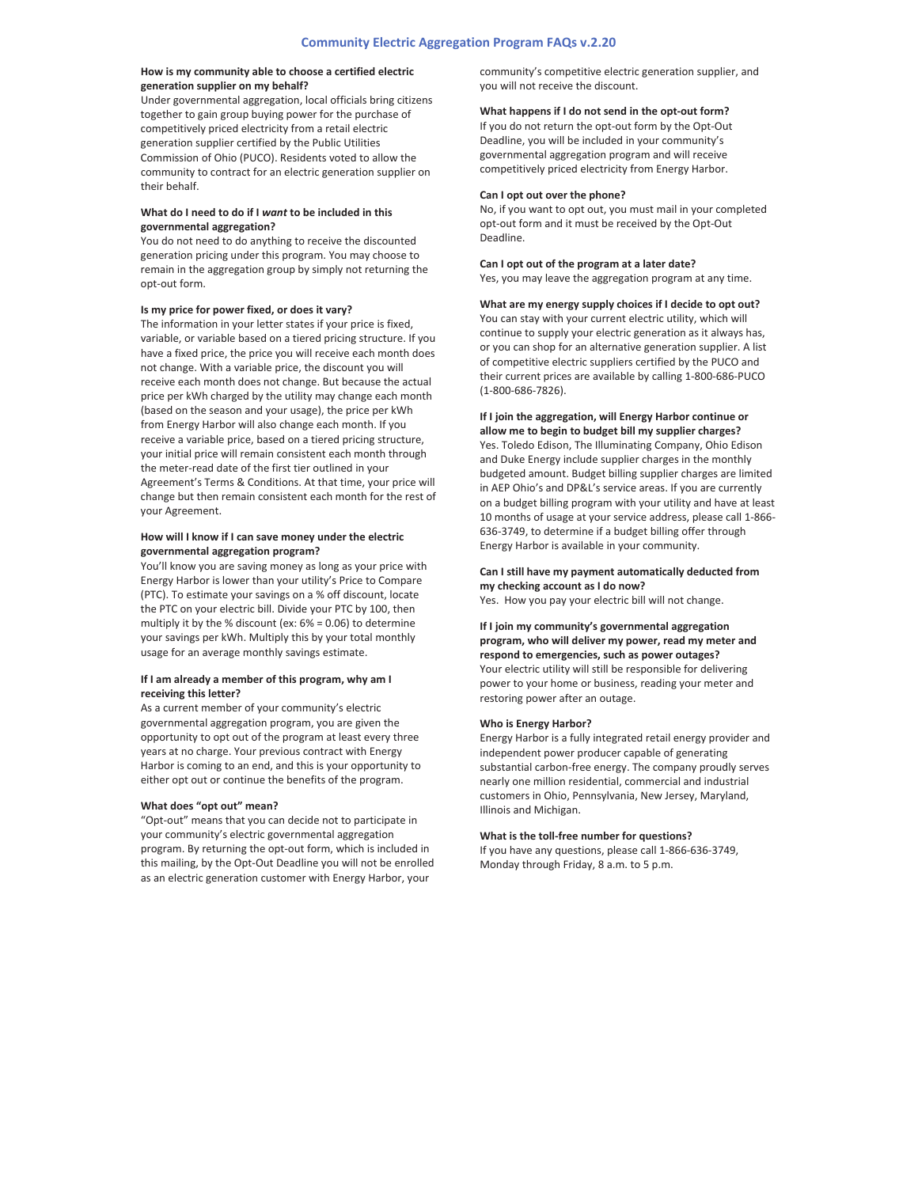# Community Electric Aggregation Program FAQs v.2.20

**How is my community able to choose a certified electric generation supplier on my behalf?**
Under governmental aggregation, local officials bring citizens together to gain group buying power for the purchase of competitively priced electricity from a retail electric generation supplier certified by the Public Utilities Commission of Ohio (PUCO). Residents voted to allow the community to contract for an electric generation supplier on their behalf.

**What do I need to do if I *want* to be included in this governmental aggregation?**
You do not need to do anything to receive the discounted generation pricing under this program. You may choose to remain in the aggregation group by simply not returning the opt-out form.

**Is my price for power fixed, or does it vary?**
The information in your letter states if your price is fixed, variable, or variable based on a tiered pricing structure. If you have a fixed price, the price you will receive each month does not change. With a variable price, the discount you will receive each month does not change. But because the actual price per kWh charged by the utility may change each month (based on the season and your usage), the price per kWh from Energy Harbor will also change each month. If you receive a variable price, based on a tiered pricing structure, your initial price will remain consistent each month through the meter-read date of the first tier outlined in your Agreement's Terms & Conditions. At that time, your price will change but then remain consistent each month for the rest of your Agreement.

**How will I know if I can save money under the electric governmental aggregation program?**
You'll know you are saving money as long as your price with Energy Harbor is lower than your utility's Price to Compare (PTC). To estimate your savings on a % off discount, locate the PTC on your electric bill. Divide your PTC by 100, then multiply it by the % discount (ex: 6% = 0.06) to determine your savings per kWh. Multiply this by your total monthly usage for an average monthly savings estimate.

**If I am already a member of this program, why am I receiving this letter?**
As a current member of your community's electric governmental aggregation program, you are given the opportunity to opt out of the program at least every three years at no charge. Your previous contract with Energy Harbor is coming to an end, and this is your opportunity to either opt out or continue the benefits of the program.

**What does "opt out" mean?**
"Opt-out" means that you can decide not to participate in your community's electric governmental aggregation program. By returning the opt-out form, which is included in this mailing, by the Opt-Out Deadline you will not be enrolled as an electric generation customer with Energy Harbor, your community's competitive electric generation supplier, and you will not receive the discount.

**What happens if I do not send in the opt-out form?**
If you do not return the opt-out form by the Opt-Out Deadline, you will be included in your community's governmental aggregation program and will receive competitively priced electricity from Energy Harbor.

**Can I opt out over the phone?**
No, if you want to opt out, you must mail in your completed opt-out form and it must be received by the Opt-Out Deadline.

**Can I opt out of the program at a later date?**
Yes, you may leave the aggregation program at any time.

**What are my energy supply choices if I decide to opt out?**
You can stay with your current electric utility, which will continue to supply your electric generation as it always has, or you can shop for an alternative generation supplier. A list of competitive electric suppliers certified by the PUCO and their current prices are available by calling 1-800-686-PUCO (1-800-686-7826).

**If I join the aggregation, will Energy Harbor continue or allow me to begin to budget bill my supplier charges?**
Yes. Toledo Edison, The Illuminating Company, Ohio Edison and Duke Energy include supplier charges in the monthly budgeted amount. Budget billing supplier charges are limited in AEP Ohio's and DP&L's service areas. If you are currently on a budget billing program with your utility and have at least 10 months of usage at your service address, please call 1-866-636-3749, to determine if a budget billing offer through Energy Harbor is available in your community.

**Can I still have my payment automatically deducted from my checking account as I do now?**
Yes. How you pay your electric bill will not change.

**If I join my community's governmental aggregation program, who will deliver my power, read my meter and respond to emergencies, such as power outages?**
Your electric utility will still be responsible for delivering power to your home or business, reading your meter and restoring power after an outage.

**Who is Energy Harbor?**
Energy Harbor is a fully integrated retail energy provider and independent power producer capable of generating substantial carbon-free energy. The company proudly serves nearly one million residential, commercial and industrial customers in Ohio, Pennsylvania, New Jersey, Maryland, Illinois and Michigan.

**What is the toll-free number for questions?**
If you have any questions, please call 1-866-636-3749, Monday through Friday, 8 a.m. to 5 p.m.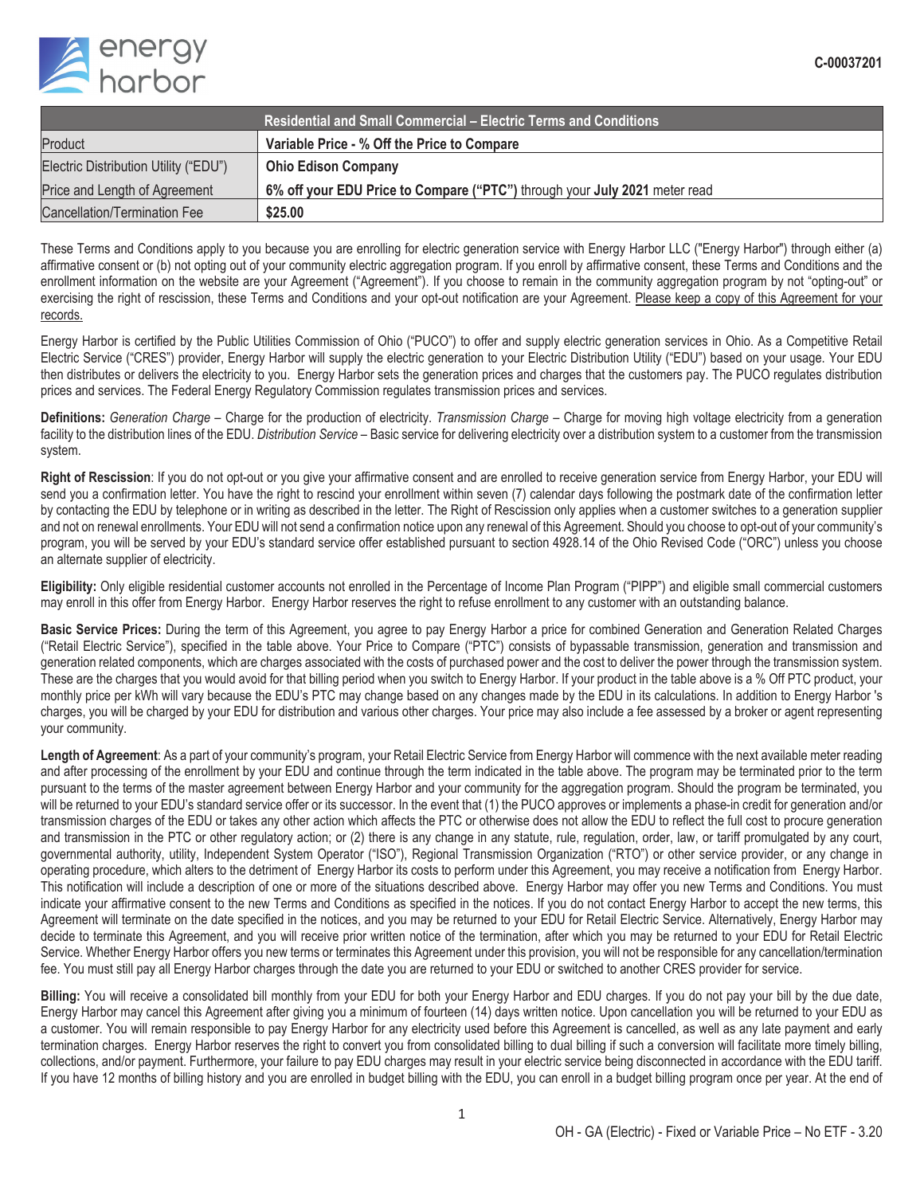energy harbor

C-00037201

| Residential and Small Commercial – Electric Terms and Conditions | |
|---|---|
| Product | **Variable Price - % Off the Price to Compare** |
| Electric Distribution Utility ("EDU") | **Ohio Edison Company** |
| Price and Length of Agreement | **6% off your EDU Price to Compare ("PTC")** through your **July 2021** meter read |
| Cancellation/Termination Fee | **$25.00** |

These Terms and Conditions apply to you because you are enrolling for electric generation service with Energy Harbor LLC ("Energy Harbor") through either (a) affirmative consent or (b) not opting out of your community electric aggregation program. If you enroll by affirmative consent, these Terms and Conditions and the enrollment information on the website are your Agreement ("Agreement"). If you choose to remain in the community aggregation program by not "opting-out" or exercising the right of rescission, these Terms and Conditions and your opt-out notification are your Agreement. <u>Please keep a copy of this Agreement for your records.</u>

Energy Harbor is certified by the Public Utilities Commission of Ohio ("PUCO") to offer and supply electric generation services in Ohio. As a Competitive Retail Electric Service ("CRES") provider, Energy Harbor will supply the electric generation to your Electric Distribution Utility ("EDU") based on your usage. Your EDU then distributes or delivers the electricity to you. Energy Harbor sets the generation prices and charges that the customers pay. The PUCO regulates distribution prices and services. The Federal Energy Regulatory Commission regulates transmission prices and services.

**Definitions:** *Generation Charge* – Charge for the production of electricity. *Transmission Charge* – Charge for moving high voltage electricity from a generation facility to the distribution lines of the EDU. *Distribution Service* – Basic service for delivering electricity over a distribution system to a customer from the transmission system.

**Right of Rescission**: If you do not opt-out or you give your affirmative consent and are enrolled to receive generation service from Energy Harbor, your EDU will send you a confirmation letter. You have the right to rescind your enrollment within seven (7) calendar days following the postmark date of the confirmation letter by contacting the EDU by telephone or in writing as described in the letter. The Right of Rescission only applies when a customer switches to a generation supplier and not on renewal enrollments. Your EDU will not send a confirmation notice upon any renewal of this Agreement. Should you choose to opt-out of your community's program, you will be served by your EDU's standard service offer established pursuant to section 4928.14 of the Ohio Revised Code ("ORC") unless you choose an alternate supplier of electricity.

**Eligibility:** Only eligible residential customer accounts not enrolled in the Percentage of Income Plan Program ("PIPP") and eligible small commercial customers may enroll in this offer from Energy Harbor. Energy Harbor reserves the right to refuse enrollment to any customer with an outstanding balance.

**Basic Service Prices:** During the term of this Agreement, you agree to pay Energy Harbor a price for combined Generation and Generation Related Charges ("Retail Electric Service"), specified in the table above. Your Price to Compare ("PTC") consists of bypassable transmission, generation and transmission and generation related components, which are charges associated with the costs of purchased power and the cost to deliver the power through the transmission system. These are the charges that you would avoid for that billing period when you switch to Energy Harbor. If your product in the table above is a % Off PTC product, your monthly price per kWh will vary because the EDU's PTC may change based on any changes made by the EDU in its calculations. In addition to Energy Harbor 's charges, you will be charged by your EDU for distribution and various other charges. Your price may also include a fee assessed by a broker or agent representing your community.

**Length of Agreement**: As a part of your community's program, your Retail Electric Service from Energy Harbor will commence with the next available meter reading and after processing of the enrollment by your EDU and continue through the term indicated in the table above. The program may be terminated prior to the term pursuant to the terms of the master agreement between Energy Harbor and your community for the aggregation program. Should the program be terminated, you will be returned to your EDU's standard service offer or its successor. In the event that (1) the PUCO approves or implements a phase-in credit for generation and/or transmission charges of the EDU or takes any other action which affects the PTC or otherwise does not allow the EDU to reflect the full cost to procure generation and transmission in the PTC or other regulatory action; or (2) there is any change in any statute, rule, regulation, order, law, or tariff promulgated by any court, governmental authority, utility, Independent System Operator ("ISO"), Regional Transmission Organization ("RTO") or other service provider, or any change in operating procedure, which alters to the detriment of Energy Harbor its costs to perform under this Agreement, you may receive a notification from Energy Harbor. This notification will include a description of one or more of the situations described above. Energy Harbor may offer you new Terms and Conditions. You must indicate your affirmative consent to the new Terms and Conditions as specified in the notices. If you do not contact Energy Harbor to accept the new terms, this Agreement will terminate on the date specified in the notices, and you may be returned to your EDU for Retail Electric Service. Alternatively, Energy Harbor may decide to terminate this Agreement, and you will receive prior written notice of the termination, after which you may be returned to your EDU for Retail Electric Service. Whether Energy Harbor offers you new terms or terminates this Agreement under this provision, you will not be responsible for any cancellation/termination fee. You must still pay all Energy Harbor charges through the date you are returned to your EDU or switched to another CRES provider for service.

**Billing:** You will receive a consolidated bill monthly from your EDU for both your Energy Harbor and EDU charges. If you do not pay your bill by the due date, Energy Harbor may cancel this Agreement after giving you a minimum of fourteen (14) days written notice. Upon cancellation you will be returned to your EDU as a customer. You will remain responsible to pay Energy Harbor for any electricity used before this Agreement is cancelled, as well as any late payment and early termination charges. Energy Harbor reserves the right to convert you from consolidated billing to dual billing if such a conversion will facilitate more timely billing, collections, and/or payment. Furthermore, your failure to pay EDU charges may result in your electric service being disconnected in accordance with the EDU tariff. If you have 12 months of billing history and you are enrolled in budget billing with the EDU, you can enroll in a budget billing program once per year. At the end of

OH - GA (Electric) - Fixed or Variable Price – No ETF - 3.20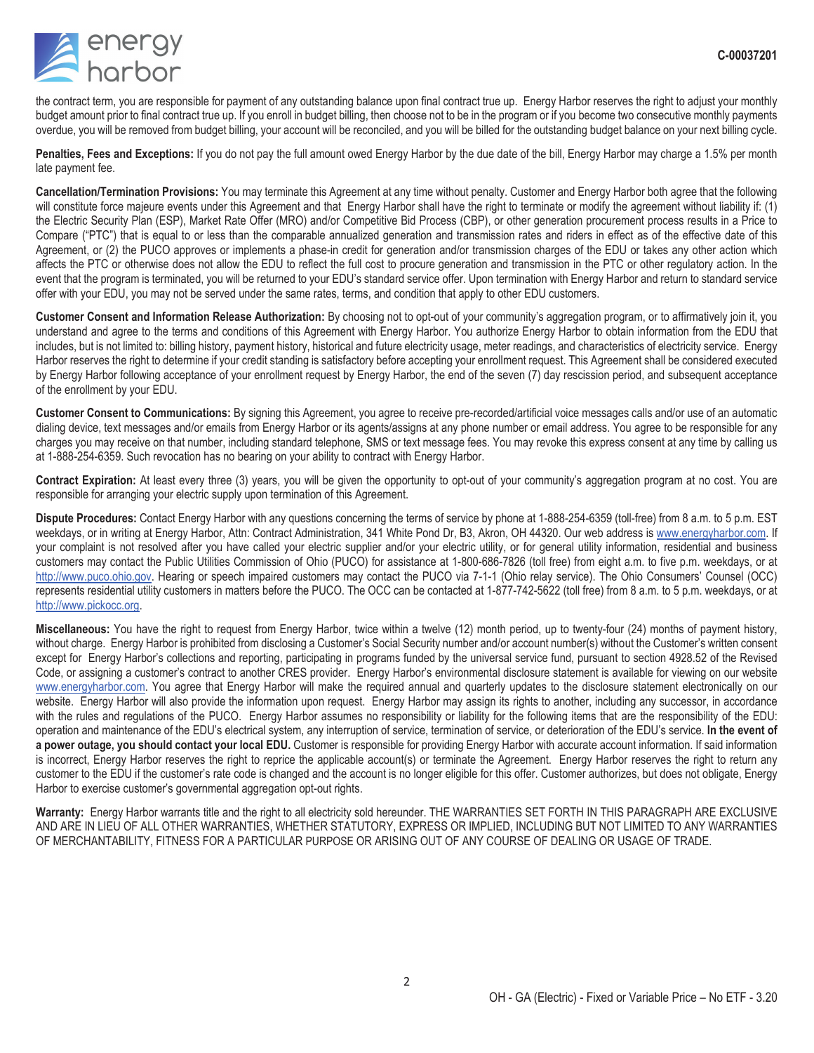the contract term, you are responsible for payment of any outstanding balance upon final contract true up. Energy Harbor reserves the right to adjust your monthly budget amount prior to final contract true up. If you enroll in budget billing, then choose not to be in the program or if you become two consecutive monthly payments overdue, you will be removed from budget billing, your account will be reconciled, and you will be billed for the outstanding budget balance on your next billing cycle.

**Penalties, Fees and Exceptions:** If you do not pay the full amount owed Energy Harbor by the due date of the bill, Energy Harbor may charge a 1.5% per month late payment fee.

**Cancellation/Termination Provisions:** You may terminate this Agreement at any time without penalty. Customer and Energy Harbor both agree that the following will constitute force majeure events under this Agreement and that Energy Harbor shall have the right to terminate or modify the agreement without liability if: (1) the Electric Security Plan (ESP), Market Rate Offer (MRO) and/or Competitive Bid Process (CBP), or other generation procurement process results in a Price to Compare ("PTC") that is equal to or less than the comparable annualized generation and transmission rates and riders in effect as of the effective date of this Agreement, or (2) the PUCO approves or implements a phase-in credit for generation and/or transmission charges of the EDU or takes any other action which affects the PTC or otherwise does not allow the EDU to reflect the full cost to procure generation and transmission in the PTC or other regulatory action. In the event that the program is terminated, you will be returned to your EDU's standard service offer. Upon termination with Energy Harbor and return to standard service offer with your EDU, you may not be served under the same rates, terms, and condition that apply to other EDU customers.

**Customer Consent and Information Release Authorization:** By choosing not to opt-out of your community's aggregation program, or to affirmatively join it, you understand and agree to the terms and conditions of this Agreement with Energy Harbor. You authorize Energy Harbor to obtain information from the EDU that includes, but is not limited to: billing history, payment history, historical and future electricity usage, meter readings, and characteristics of electricity service. Energy Harbor reserves the right to determine if your credit standing is satisfactory before accepting your enrollment request. This Agreement shall be considered executed by Energy Harbor following acceptance of your enrollment request by Energy Harbor, the end of the seven (7) day rescission period, and subsequent acceptance of the enrollment by your EDU.

**Customer Consent to Communications:** By signing this Agreement, you agree to receive pre-recorded/artificial voice messages calls and/or use of an automatic dialing device, text messages and/or emails from Energy Harbor or its agents/assigns at any phone number or email address. You agree to be responsible for any charges you may receive on that number, including standard telephone, SMS or text message fees. You may revoke this express consent at any time by calling us at 1-888-254-6359. Such revocation has no bearing on your ability to contract with Energy Harbor.

**Contract Expiration:** At least every three (3) years, you will be given the opportunity to opt-out of your community's aggregation program at no cost. You are responsible for arranging your electric supply upon termination of this Agreement.

**Dispute Procedures:** Contact Energy Harbor with any questions concerning the terms of service by phone at 1-888-254-6359 (toll-free) from 8 a.m. to 5 p.m. EST weekdays, or in writing at Energy Harbor, Attn: Contract Administration, 341 White Pond Dr, B3, Akron, OH 44320. Our web address is www.energyharbor.com. If your complaint is not resolved after you have called your electric supplier and/or your electric utility, or for general utility information, residential and business customers may contact the Public Utilities Commission of Ohio (PUCO) for assistance at 1-800-686-7826 (toll free) from eight a.m. to five p.m. weekdays, or at http://www.puco.ohio.gov. Hearing or speech impaired customers may contact the PUCO via 7-1-1 (Ohio relay service). The Ohio Consumers' Counsel (OCC) represents residential utility customers in matters before the PUCO. The OCC can be contacted at 1-877-742-5622 (toll free) from 8 a.m. to 5 p.m. weekdays, or at http://www.pickocc.org.

**Miscellaneous:** You have the right to request from Energy Harbor, twice within a twelve (12) month period, up to twenty-four (24) months of payment history, without charge. Energy Harbor is prohibited from disclosing a Customer's Social Security number and/or account number(s) without the Customer's written consent except for Energy Harbor's collections and reporting, participating in programs funded by the universal service fund, pursuant to section 4928.52 of the Revised Code, or assigning a customer's contract to another CRES provider. Energy Harbor's environmental disclosure statement is available for viewing on our website www.energyharbor.com. You agree that Energy Harbor will make the required annual and quarterly updates to the disclosure statement electronically on our website. Energy Harbor will also provide the information upon request. Energy Harbor may assign its rights to another, including any successor, in accordance with the rules and regulations of the PUCO. Energy Harbor assumes no responsibility or liability for the following items that are the responsibility of the EDU: operation and maintenance of the EDU's electrical system, any interruption of service, termination of service, or deterioration of the EDU's service. **In the event of a power outage, you should contact your local EDU.** Customer is responsible for providing Energy Harbor with accurate account information. If said information is incorrect, Energy Harbor reserves the right to reprice the applicable account(s) or terminate the Agreement. Energy Harbor reserves the right to return any customer to the EDU if the customer's rate code is changed and the account is no longer eligible for this offer. Customer authorizes, but does not obligate, Energy Harbor to exercise customer's governmental aggregation opt-out rights.

**Warranty:** Energy Harbor warrants title and the right to all electricity sold hereunder. THE WARRANTIES SET FORTH IN THIS PARAGRAPH ARE EXCLUSIVE AND ARE IN LIEU OF ALL OTHER WARRANTIES, WHETHER STATUTORY, EXPRESS OR IMPLIED, INCLUDING BUT NOT LIMITED TO ANY WARRANTIES OF MERCHANTABILITY, FITNESS FOR A PARTICULAR PURPOSE OR ARISING OUT OF ANY COURSE OF DEALING OR USAGE OF TRADE.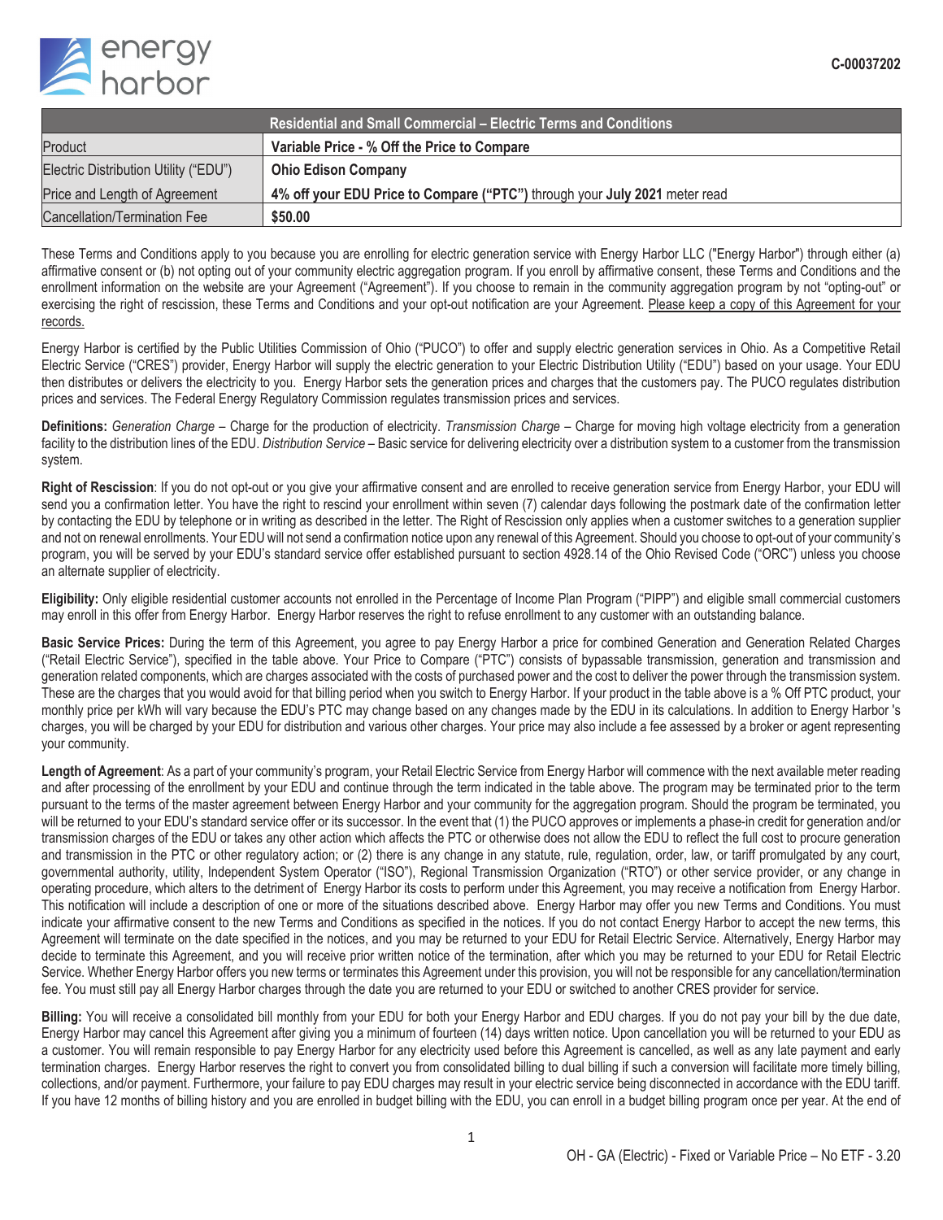energy harbor

C-00037202

| Residential and Small Commercial – Electric Terms and Conditions | |
|---|---|
| Product | **Variable Price - % Off the Price to Compare** |
| Electric Distribution Utility ("EDU") | **Ohio Edison Company** |
| Price and Length of Agreement | **4% off your EDU Price to Compare ("PTC")** through your **July 2021** meter read |
| Cancellation/Termination Fee | **$50.00** |

These Terms and Conditions apply to you because you are enrolling for electric generation service with Energy Harbor LLC ("Energy Harbor") through either (a) affirmative consent or (b) not opting out of your community electric aggregation program. If you enroll by affirmative consent, these Terms and Conditions and the enrollment information on the website are your Agreement ("Agreement"). If you choose to remain in the community aggregation program by not "opting-out" or exercising the right of rescission, these Terms and Conditions and your opt-out notification are your Agreement. Please keep a copy of this Agreement for your records.

Energy Harbor is certified by the Public Utilities Commission of Ohio ("PUCO") to offer and supply electric generation services in Ohio. As a Competitive Retail Electric Service ("CRES") provider, Energy Harbor will supply the electric generation to your Electric Distribution Utility ("EDU") based on your usage. Your EDU then distributes or delivers the electricity to you. Energy Harbor sets the generation prices and charges that the customers pay. The PUCO regulates distribution prices and services. The Federal Energy Regulatory Commission regulates transmission prices and services.

**Definitions:** *Generation Charge* – Charge for the production of electricity. *Transmission Charge* – Charge for moving high voltage electricity from a generation facility to the distribution lines of the EDU. *Distribution Service* – Basic service for delivering electricity over a distribution system to a customer from the transmission system.

**Right of Rescission**: If you do not opt-out or you give your affirmative consent and are enrolled to receive generation service from Energy Harbor, your EDU will send you a confirmation letter. You have the right to rescind your enrollment within seven (7) calendar days following the postmark date of the confirmation letter by contacting the EDU by telephone or in writing as described in the letter. The Right of Rescission only applies when a customer switches to a generation supplier and not on renewal enrollments. Your EDU will not send a confirmation notice upon any renewal of this Agreement. Should you choose to opt-out of your community's program, you will be served by your EDU's standard service offer established pursuant to section 4928.14 of the Ohio Revised Code ("ORC") unless you choose an alternate supplier of electricity.

**Eligibility:** Only eligible residential customer accounts not enrolled in the Percentage of Income Plan Program ("PIPP") and eligible small commercial customers may enroll in this offer from Energy Harbor. Energy Harbor reserves the right to refuse enrollment to any customer with an outstanding balance.

**Basic Service Prices:** During the term of this Agreement, you agree to pay Energy Harbor a price for combined Generation and Generation Related Charges ("Retail Electric Service"), specified in the table above. Your Price to Compare ("PTC") consists of bypassable transmission, generation and transmission and generation related components, which are charges associated with the costs of purchased power and the cost to deliver the power through the transmission system. These are the charges that you would avoid for that billing period when you switch to Energy Harbor. If your product in the table above is a % Off PTC product, your monthly price per kWh will vary because the EDU's PTC may change based on any changes made by the EDU in its calculations. In addition to Energy Harbor 's charges, you will be charged by your EDU for distribution and various other charges. Your price may also include a fee assessed by a broker or agent representing your community.

**Length of Agreement**: As a part of your community's program, your Retail Electric Service from Energy Harbor will commence with the next available meter reading and after processing of the enrollment by your EDU and continue through the term indicated in the table above. The program may be terminated prior to the term pursuant to the terms of the master agreement between Energy Harbor and your community for the aggregation program. Should the program be terminated, you will be returned to your EDU's standard service offer or its successor. In the event that (1) the PUCO approves or implements a phase-in credit for generation and/or transmission charges of the EDU or takes any other action which affects the PTC or otherwise does not allow the EDU to reflect the full cost to procure generation and transmission in the PTC or other regulatory action; or (2) there is any change in any statute, rule, regulation, order, law, or tariff promulgated by any court, governmental authority, utility, Independent System Operator ("ISO"), Regional Transmission Organization ("RTO") or other service provider, or any change in operating procedure, which alters to the detriment of Energy Harbor its costs to perform under this Agreement, you may receive a notification from Energy Harbor. This notification will include a description of one or more of the situations described above. Energy Harbor may offer you new Terms and Conditions. You must indicate your affirmative consent to the new Terms and Conditions as specified in the notices. If you do not contact Energy Harbor to accept the new terms, this Agreement will terminate on the date specified in the notices, and you may be returned to your EDU for Retail Electric Service. Alternatively, Energy Harbor may decide to terminate this Agreement, and you will receive prior written notice of the termination, after which you may be returned to your EDU for Retail Electric Service. Whether Energy Harbor offers you new terms or terminates this Agreement under this provision, you will not be responsible for any cancellation/termination fee. You must still pay all Energy Harbor charges through the date you are returned to your EDU or switched to another CRES provider for service.

**Billing:** You will receive a consolidated bill monthly from your EDU for both your Energy Harbor and EDU charges. If you do not pay your bill by the due date, Energy Harbor may cancel this Agreement after giving you a minimum of fourteen (14) days written notice. Upon cancellation you will be returned to your EDU as a customer. You will remain responsible to pay Energy Harbor for any electricity used before this Agreement is cancelled, as well as any late payment and early termination charges. Energy Harbor reserves the right to convert you from consolidated billing to dual billing if such a conversion will facilitate more timely billing, collections, and/or payment. Furthermore, your failure to pay EDU charges may result in your electric service being disconnected in accordance with the EDU tariff. If you have 12 months of billing history and you are enrolled in budget billing with the EDU, you can enroll in a budget billing program once per year. At the end of

OH - GA (Electric) - Fixed or Variable Price – No ETF - 3.20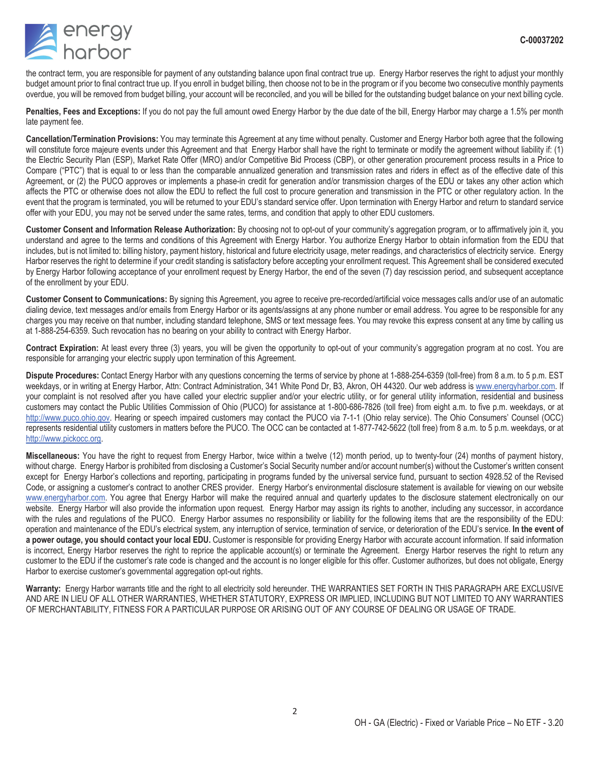the contract term, you are responsible for payment of any outstanding balance upon final contract true up. Energy Harbor reserves the right to adjust your monthly budget amount prior to final contract true up. If you enroll in budget billing, then choose not to be in the program or if you become two consecutive monthly payments overdue, you will be removed from budget billing, your account will be reconciled, and you will be billed for the outstanding budget balance on your next billing cycle.

**Penalties, Fees and Exceptions:** If you do not pay the full amount owed Energy Harbor by the due date of the bill, Energy Harbor may charge a 1.5% per month late payment fee.

**Cancellation/Termination Provisions:** You may terminate this Agreement at any time without penalty. Customer and Energy Harbor both agree that the following will constitute force majeure events under this Agreement and that Energy Harbor shall have the right to terminate or modify the agreement without liability if: (1) the Electric Security Plan (ESP), Market Rate Offer (MRO) and/or Competitive Bid Process (CBP), or other generation procurement process results in a Price to Compare ("PTC") that is equal to or less than the comparable annualized generation and transmission rates and riders in effect as of the effective date of this Agreement, or (2) the PUCO approves or implements a phase-in credit for generation and/or transmission charges of the EDU or takes any other action which affects the PTC or otherwise does not allow the EDU to reflect the full cost to procure generation and transmission in the PTC or other regulatory action. In the event that the program is terminated, you will be returned to your EDU's standard service offer. Upon termination with Energy Harbor and return to standard service offer with your EDU, you may not be served under the same rates, terms, and condition that apply to other EDU customers.

**Customer Consent and Information Release Authorization:** By choosing not to opt-out of your community's aggregation program, or to affirmatively join it, you understand and agree to the terms and conditions of this Agreement with Energy Harbor. You authorize Energy Harbor to obtain information from the EDU that includes, but is not limited to: billing history, payment history, historical and future electricity usage, meter readings, and characteristics of electricity service. Energy Harbor reserves the right to determine if your credit standing is satisfactory before accepting your enrollment request. This Agreement shall be considered executed by Energy Harbor following acceptance of your enrollment request by Energy Harbor, the end of the seven (7) day rescission period, and subsequent acceptance of the enrollment by your EDU.

**Customer Consent to Communications:** By signing this Agreement, you agree to receive pre-recorded/artificial voice messages calls and/or use of an automatic dialing device, text messages and/or emails from Energy Harbor or its agents/assigns at any phone number or email address. You agree to be responsible for any charges you may receive on that number, including standard telephone, SMS or text message fees. You may revoke this express consent at any time by calling us at 1-888-254-6359. Such revocation has no bearing on your ability to contract with Energy Harbor.

**Contract Expiration:** At least every three (3) years, you will be given the opportunity to opt-out of your community's aggregation program at no cost. You are responsible for arranging your electric supply upon termination of this Agreement.

**Dispute Procedures:** Contact Energy Harbor with any questions concerning the terms of service by phone at 1-888-254-6359 (toll-free) from 8 a.m. to 5 p.m. EST weekdays, or in writing at Energy Harbor, Attn: Contract Administration, 341 White Pond Dr, B3, Akron, OH 44320. Our web address is www.energyharbor.com. If your complaint is not resolved after you have called your electric supplier and/or your electric utility, or for general utility information, residential and business customers may contact the Public Utilities Commission of Ohio (PUCO) for assistance at 1-800-686-7826 (toll free) from eight a.m. to five p.m. weekdays, or at http://www.puco.ohio.gov. Hearing or speech impaired customers may contact the PUCO via 7-1-1 (Ohio relay service). The Ohio Consumers' Counsel (OCC) represents residential utility customers in matters before the PUCO. The OCC can be contacted at 1-877-742-5622 (toll free) from 8 a.m. to 5 p.m. weekdays, or at http://www.pickocc.org.

**Miscellaneous:** You have the right to request from Energy Harbor, twice within a twelve (12) month period, up to twenty-four (24) months of payment history, without charge. Energy Harbor is prohibited from disclosing a Customer's Social Security number and/or account number(s) without the Customer's written consent except for Energy Harbor's collections and reporting, participating in programs funded by the universal service fund, pursuant to section 4928.52 of the Revised Code, or assigning a customer's contract to another CRES provider. Energy Harbor's environmental disclosure statement is available for viewing on our website www.energyharbor.com. You agree that Energy Harbor will make the required annual and quarterly updates to the disclosure statement electronically on our website. Energy Harbor will also provide the information upon request. Energy Harbor may assign its rights to another, including any successor, in accordance with the rules and regulations of the PUCO. Energy Harbor assumes no responsibility or liability for the following items that are the responsibility of the EDU: operation and maintenance of the EDU's electrical system, any interruption of service, termination of service, or deterioration of the EDU's service. **In the event of a power outage, you should contact your local EDU.** Customer is responsible for providing Energy Harbor with accurate account information. If said information is incorrect, Energy Harbor reserves the right to reprice the applicable account(s) or terminate the Agreement. Energy Harbor reserves the right to return any customer to the EDU if the customer's rate code is changed and the account is no longer eligible for this offer. Customer authorizes, but does not obligate, Energy Harbor to exercise customer's governmental aggregation opt-out rights.

**Warranty:** Energy Harbor warrants title and the right to all electricity sold hereunder. THE WARRANTIES SET FORTH IN THIS PARAGRAPH ARE EXCLUSIVE AND ARE IN LIEU OF ALL OTHER WARRANTIES, WHETHER STATUTORY, EXPRESS OR IMPLIED, INCLUDING BUT NOT LIMITED TO ANY WARRANTIES OF MERCHANTABILITY, FITNESS FOR A PARTICULAR PURPOSE OR ARISING OUT OF ANY COURSE OF DEALING OR USAGE OF TRADE.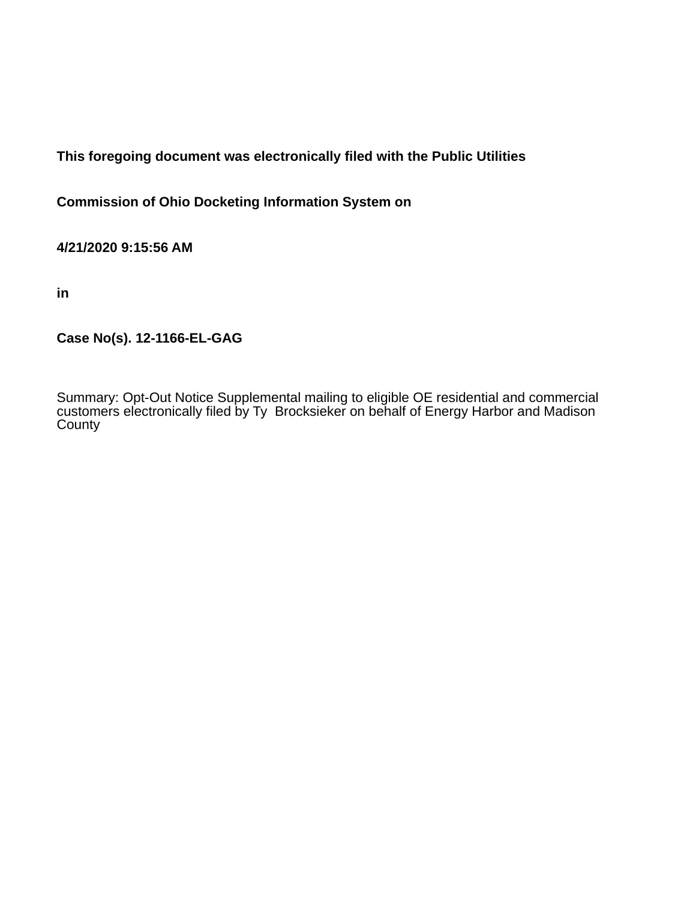**This foregoing document was electronically filed with the Public Utilities**

**Commission of Ohio Docketing Information System on**

**4/21/2020 9:15:56 AM**

**in**

**Case No(s). 12-1166-EL-GAG**

Summary: Opt-Out Notice Supplemental mailing to eligible OE residential and commercial customers electronically filed by Ty Brocksieker on behalf of Energy Harbor and Madison County